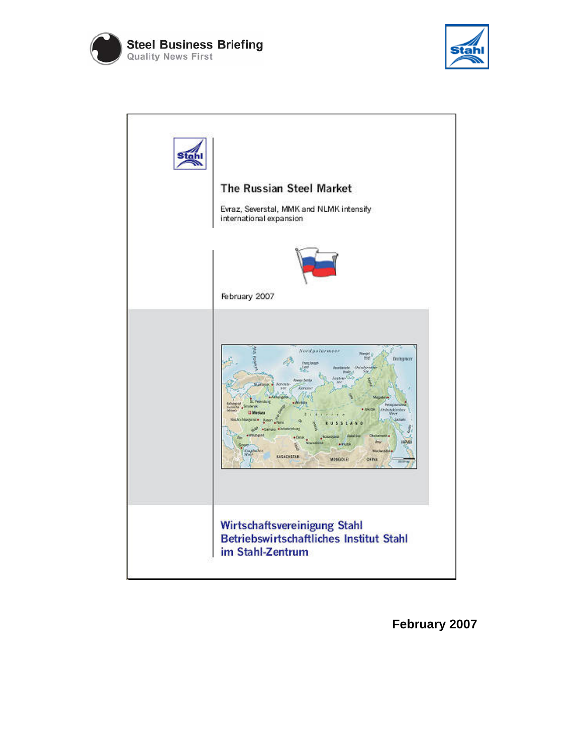Steel Business Briefing
Quality News First

# The Russian Steel Market

Evraz, Severstal, MMK and NLMK intensify international expansion

February 2007

**Wirtschaftsvereinigung Stahl**
**Betriebswirtschaftliches Institut Stahl**
**im Stahl-Zentrum**

**February 2007**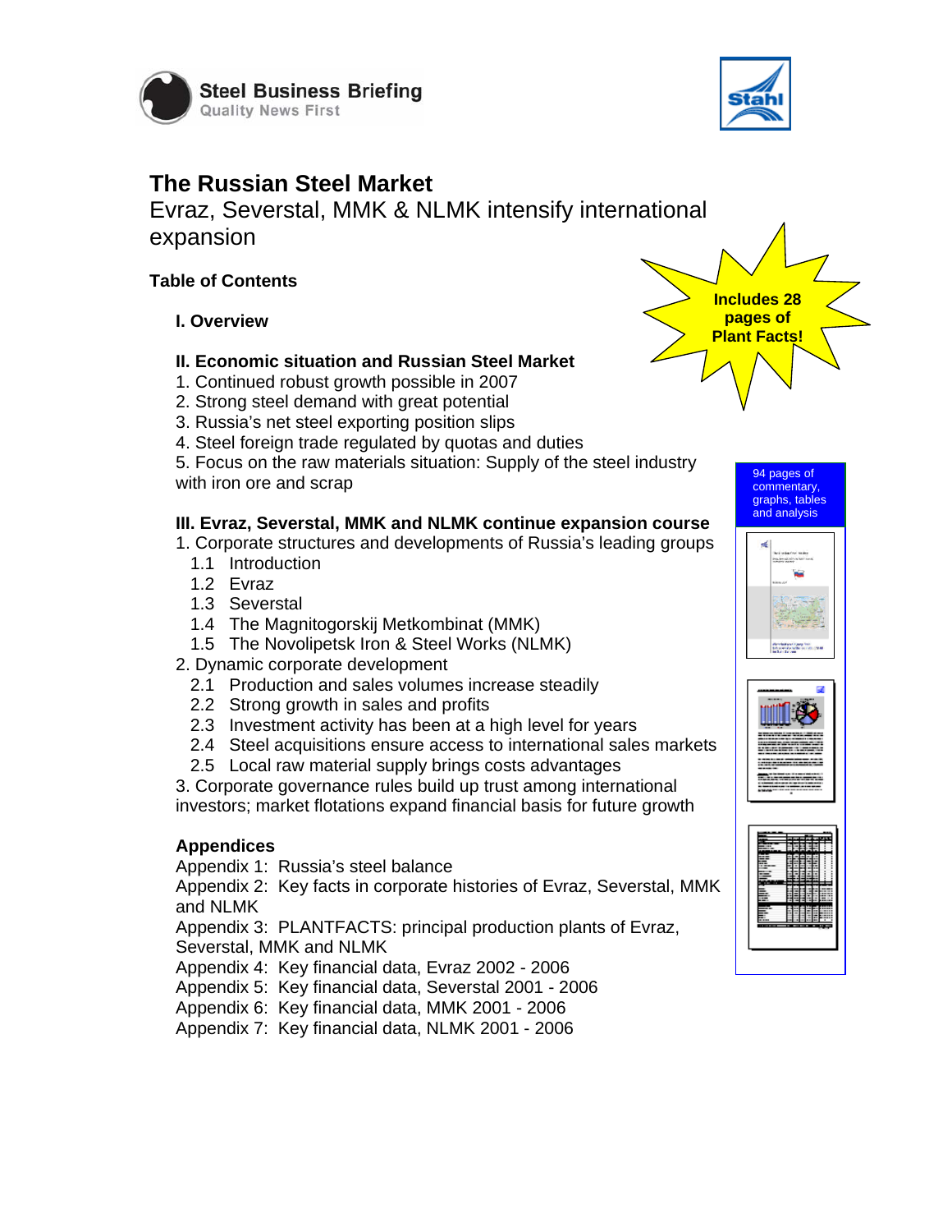Steel Business Briefing
Quality News First

Stahl

# The Russian Steel Market

Evraz, Severstal, MMK & NLMK intensify international expansion

**Includes 28 pages of Plant Facts!**

94 pages of commentary, graphs, tables and analysis

## Table of Contents

### I. Overview

### II. Economic situation and Russian Steel Market

1. Continued robust growth possible in 2007
2. Strong steel demand with great potential
3. Russia's net steel exporting position slips
4. Steel foreign trade regulated by quotas and duties
5. Focus on the raw materials situation: Supply of the steel industry with iron ore and scrap

### III. Evraz, Severstal, MMK and NLMK continue expansion course

1. Corporate structures and developments of Russia's leading groups
   - 1.1 Introduction
   - 1.2 Evraz
   - 1.3 Severstal
   - 1.4 The Magnitogorskij Metkombinat (MMK)
   - 1.5 The Novolipetsk Iron & Steel Works (NLMK)
2. Dynamic corporate development
   - 2.1 Production and sales volumes increase steadily
   - 2.2 Strong growth in sales and profits
   - 2.3 Investment activity has been at a high level for years
   - 2.4 Steel acquisitions ensure access to international sales markets
   - 2.5 Local raw material supply brings costs advantages
3. Corporate governance rules build up trust among international investors; market flotations expand financial basis for future growth

### Appendices

Appendix 1: Russia's steel balance
Appendix 2: Key facts in corporate histories of Evraz, Severstal, MMK and NLMK
Appendix 3: PLANTFACTS: principal production plants of Evraz, Severstal, MMK and NLMK
Appendix 4: Key financial data, Evraz 2002 - 2006
Appendix 5: Key financial data, Severstal 2001 - 2006
Appendix 6: Key financial data, MMK 2001 - 2006
Appendix 7: Key financial data, NLMK 2001 - 2006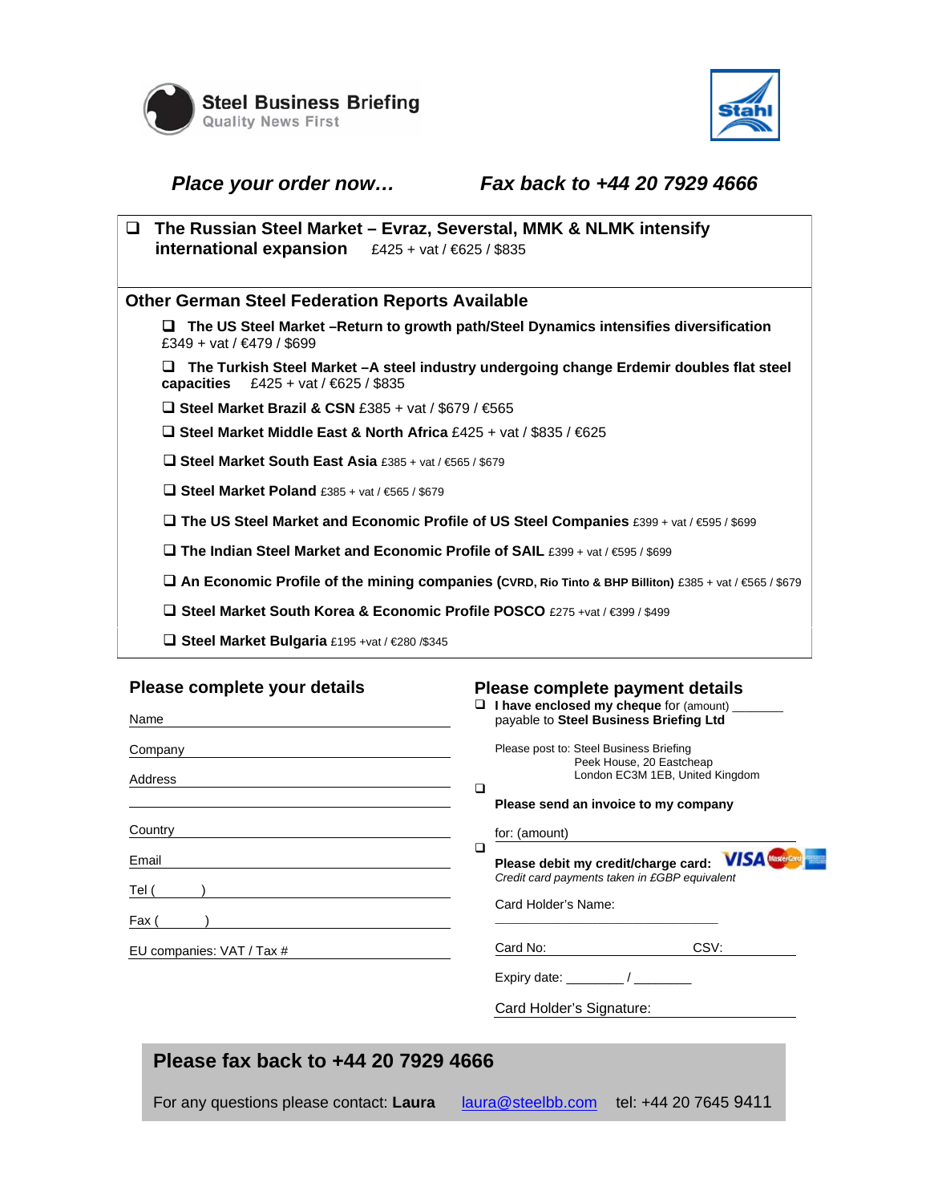Steel Business Briefing
Quality News First

Stahl

*Place your order now…*     *Fax back to +44 20 7929 4666*

❑ **The Russian Steel Market – Evraz, Severstal, MMK & NLMK intensify international expansion** £425 + vat / €625 / $835

## Other German Steel Federation Reports Available

❑ **The US Steel Market –Return to growth path/Steel Dynamics intensifies diversification** £349 + vat / €479 / $699

❑ **The Turkish Steel Market –A steel industry undergoing change Erdemir doubles flat steel capacities** £425 + vat / €625 / $835

❑ **Steel Market Brazil & CSN** £385 + vat / $679 / €565

❑ **Steel Market Middle East & North Africa** £425 + vat / $835 / €625

❑ **Steel Market South East Asia** £385 + vat / €565 / $679

❑ **Steel Market Poland** £385 + vat / €565 / $679

❑ **The US Steel Market and Economic Profile of US Steel Companies** £399 + vat / €595 / $699

❑ **The Indian Steel Market and Economic Profile of SAIL** £399 + vat / €595 / $699

❑ **An Economic Profile of the mining companies (CVRD, Rio Tinto & BHP Billiton)** £385 + vat / €565 / $679

❑ **Steel Market South Korea & Economic Profile POSCO** £275 +vat / €399 / $499

❑ **Steel Market Bulgaria** £195 +vat / €280 /$345

## Please complete your details

Name ______________________

Company ______________________

Address ______________________

______________________

Country ______________________

Email ______________________

Tel (        ) ______________________

Fax (        ) ______________________

EU companies: VAT / Tax # ______________________

## Please complete payment details

❑ **I have enclosed my cheque** for (amount) _______ payable to **Steel Business Briefing Ltd**

Please post to: Steel Business Briefing
Peek House, 20 Eastcheap
London EC3M 1EB, United Kingdom

❑ **Please send an invoice to my company**

for: (amount) ______________________

❑ **Please debit my credit/charge card:** VISA MasterCard

*Credit card payments taken in £GBP equivalent*

Card Holder's Name:

______________________

Card No: ______________ CSV: ________

Expiry date: ________ / ________

Card Holder's Signature: ______________________

## Please fax back to +44 20 7929 4666

For any questions please contact: **Laura** laura@steelbb.com tel: +44 20 7645 9411